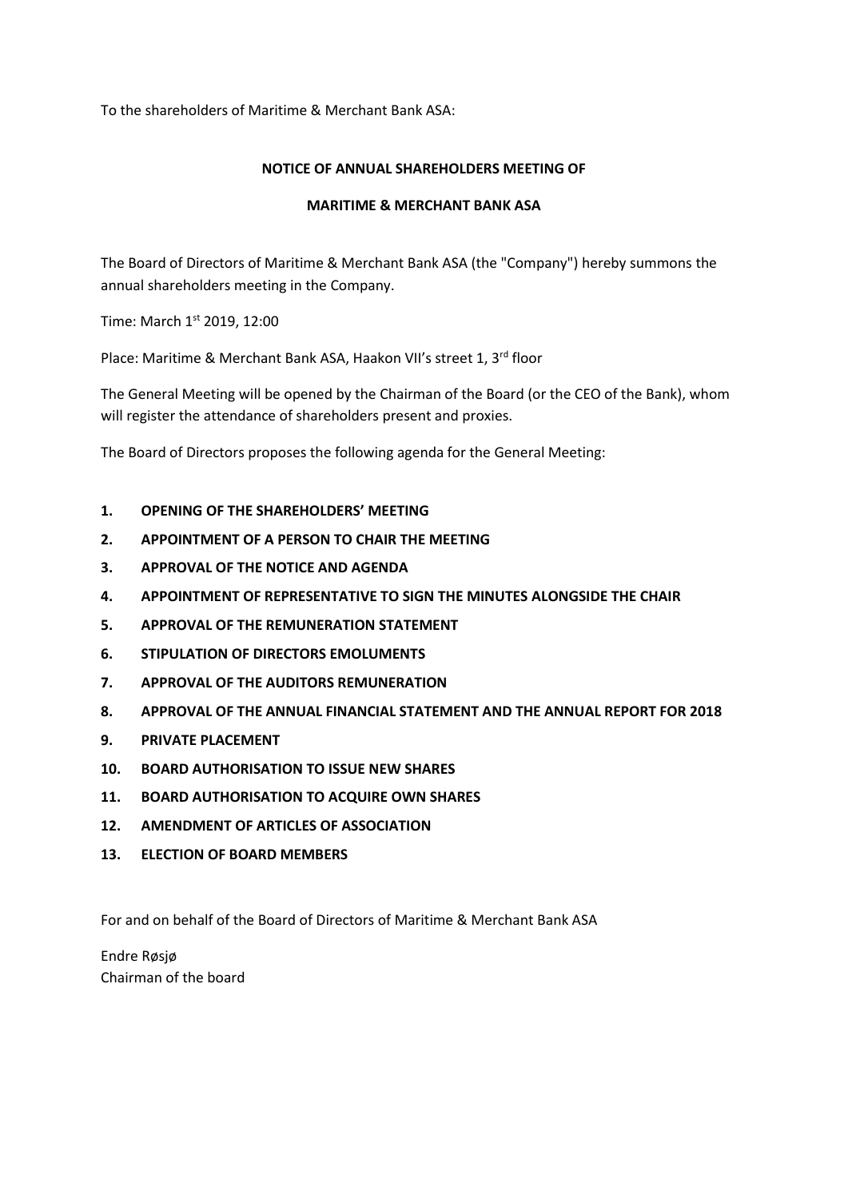To the shareholders of Maritime & Merchant Bank ASA:

**NOTICE OF ANNUAL SHAREHOLDERS MEETING OF**

**MARITIME & MERCHANT BANK ASA**

The Board of Directors of Maritime & Merchant Bank ASA (the "Company") hereby summons the annual shareholders meeting in the Company.

Time: March 1st 2019, 12:00

Place: Maritime & Merchant Bank ASA, Haakon VII's street 1, 3rd floor

The General Meeting will be opened by the Chairman of the Board (or the CEO of the Bank), whom will register the attendance of shareholders present and proxies.

The Board of Directors proposes the following agenda for the General Meeting:

1. **OPENING OF THE SHAREHOLDERS' MEETING**
2. **APPOINTMENT OF A PERSON TO CHAIR THE MEETING**
3. **APPROVAL OF THE NOTICE AND AGENDA**
4. **APPOINTMENT OF REPRESENTATIVE TO SIGN THE MINUTES ALONGSIDE THE CHAIR**
5. **APPROVAL OF THE REMUNERATION STATEMENT**
6. **STIPULATION OF DIRECTORS EMOLUMENTS**
7. **APPROVAL OF THE AUDITORS REMUNERATION**
8. **APPROVAL OF THE ANNUAL FINANCIAL STATEMENT AND THE ANNUAL REPORT FOR 2018**
9. **PRIVATE PLACEMENT**
10. **BOARD AUTHORISATION TO ISSUE NEW SHARES**
11. **BOARD AUTHORISATION TO ACQUIRE OWN SHARES**
12. **AMENDMENT OF ARTICLES OF ASSOCIATION**
13. **ELECTION OF BOARD MEMBERS**

For and on behalf of the Board of Directors of Maritime & Merchant Bank ASA

Endre Røsjø
Chairman of the board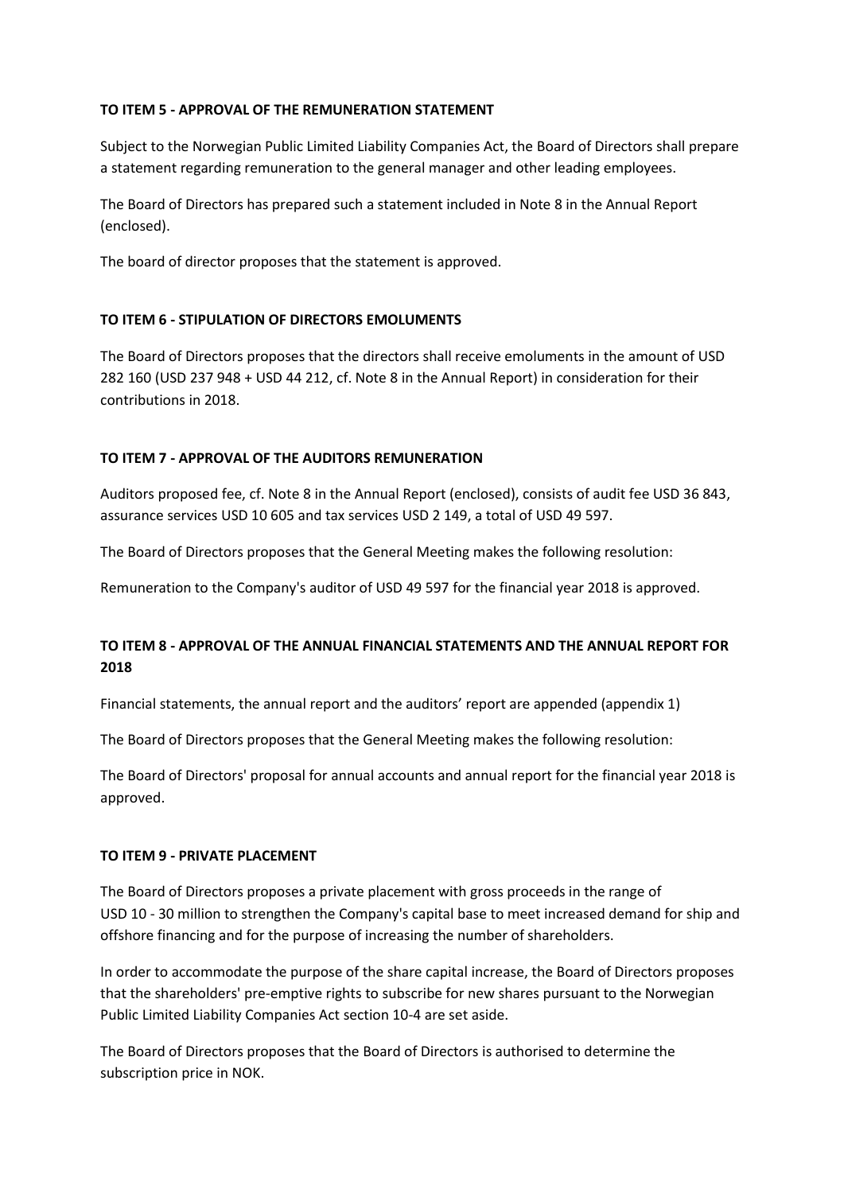**TO ITEM 5 - APPROVAL OF THE REMUNERATION STATEMENT**

Subject to the Norwegian Public Limited Liability Companies Act, the Board of Directors shall prepare a statement regarding remuneration to the general manager and other leading employees.

The Board of Directors has prepared such a statement included in Note 8 in the Annual Report (enclosed).

The board of director proposes that the statement is approved.

**TO ITEM 6 - STIPULATION OF DIRECTORS EMOLUMENTS**

The Board of Directors proposes that the directors shall receive emoluments in the amount of USD 282 160 (USD 237 948 + USD 44 212, cf. Note 8 in the Annual Report) in consideration for their contributions in 2018.

**TO ITEM 7 - APPROVAL OF THE AUDITORS REMUNERATION**

Auditors proposed fee, cf. Note 8 in the Annual Report (enclosed), consists of audit fee USD 36 843, assurance services USD 10 605 and tax services USD 2 149, a total of USD 49 597.

The Board of Directors proposes that the General Meeting makes the following resolution:

Remuneration to the Company's auditor of USD 49 597 for the financial year 2018 is approved.

**TO ITEM 8 - APPROVAL OF THE ANNUAL FINANCIAL STATEMENTS AND THE ANNUAL REPORT FOR 2018**

Financial statements, the annual report and the auditors' report are appended (appendix 1)

The Board of Directors proposes that the General Meeting makes the following resolution:

The Board of Directors' proposal for annual accounts and annual report for the financial year 2018 is approved.

**TO ITEM 9 - PRIVATE PLACEMENT**

The Board of Directors proposes a private placement with gross proceeds in the range of USD 10 - 30 million to strengthen the Company's capital base to meet increased demand for ship and offshore financing and for the purpose of increasing the number of shareholders.

In order to accommodate the purpose of the share capital increase, the Board of Directors proposes that the shareholders' pre-emptive rights to subscribe for new shares pursuant to the Norwegian Public Limited Liability Companies Act section 10-4 are set aside.

The Board of Directors proposes that the Board of Directors is authorised to determine the subscription price in NOK.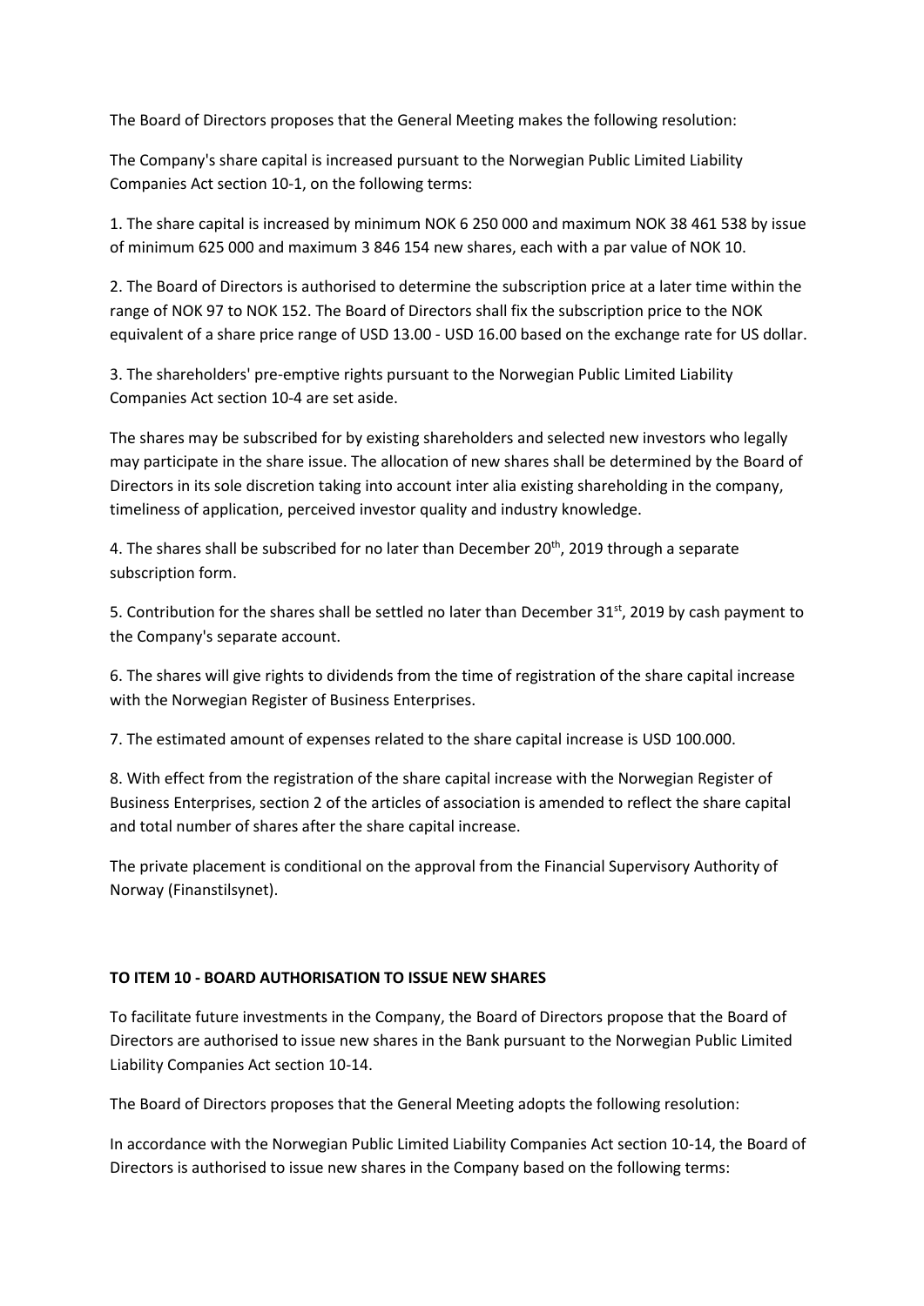The Board of Directors proposes that the General Meeting makes the following resolution:

The Company's share capital is increased pursuant to the Norwegian Public Limited Liability Companies Act section 10-1, on the following terms:

1. The share capital is increased by minimum NOK 6 250 000 and maximum NOK 38 461 538 by issue of minimum 625 000 and maximum 3 846 154 new shares, each with a par value of NOK 10.

2. The Board of Directors is authorised to determine the subscription price at a later time within the range of NOK 97 to NOK 152. The Board of Directors shall fix the subscription price to the NOK equivalent of a share price range of USD 13.00 - USD 16.00 based on the exchange rate for US dollar.

3. The shareholders' pre-emptive rights pursuant to the Norwegian Public Limited Liability Companies Act section 10-4 are set aside.

The shares may be subscribed for by existing shareholders and selected new investors who legally may participate in the share issue. The allocation of new shares shall be determined by the Board of Directors in its sole discretion taking into account inter alia existing shareholding in the company, timeliness of application, perceived investor quality and industry knowledge.

4. The shares shall be subscribed for no later than December 20th, 2019 through a separate subscription form.

5. Contribution for the shares shall be settled no later than December 31st, 2019 by cash payment to the Company's separate account.

6. The shares will give rights to dividends from the time of registration of the share capital increase with the Norwegian Register of Business Enterprises.

7. The estimated amount of expenses related to the share capital increase is USD 100.000.

8. With effect from the registration of the share capital increase with the Norwegian Register of Business Enterprises, section 2 of the articles of association is amended to reflect the share capital and total number of shares after the share capital increase.

The private placement is conditional on the approval from the Financial Supervisory Authority of Norway (Finanstilsynet).

**TO ITEM 10 - BOARD AUTHORISATION TO ISSUE NEW SHARES**

To facilitate future investments in the Company, the Board of Directors propose that the Board of Directors are authorised to issue new shares in the Bank pursuant to the Norwegian Public Limited Liability Companies Act section 10-14.

The Board of Directors proposes that the General Meeting adopts the following resolution:

In accordance with the Norwegian Public Limited Liability Companies Act section 10-14, the Board of Directors is authorised to issue new shares in the Company based on the following terms: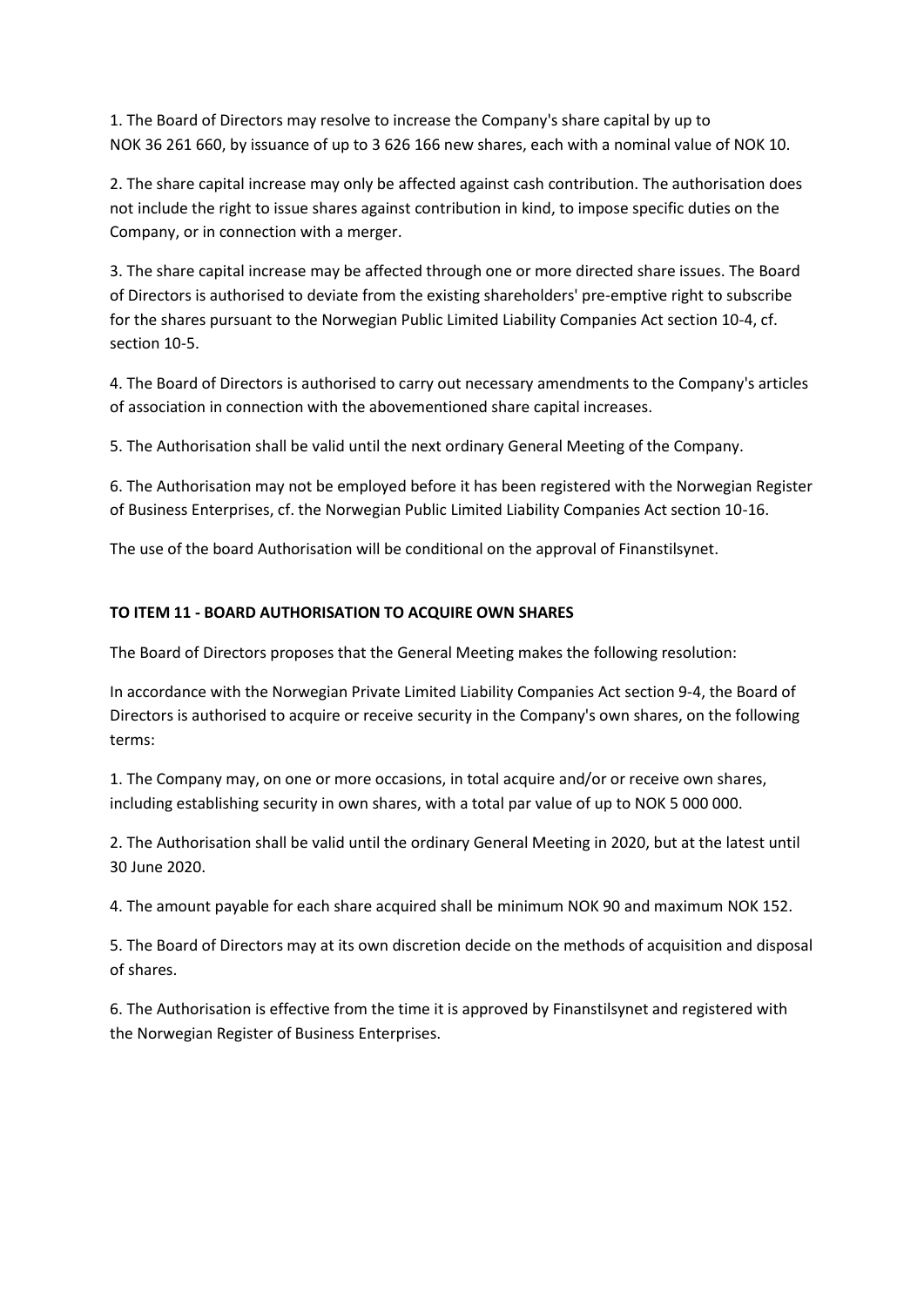1. The Board of Directors may resolve to increase the Company's share capital by up to NOK 36 261 660, by issuance of up to 3 626 166 new shares, each with a nominal value of NOK 10.

2. The share capital increase may only be affected against cash contribution. The authorisation does not include the right to issue shares against contribution in kind, to impose specific duties on the Company, or in connection with a merger.

3. The share capital increase may be affected through one or more directed share issues. The Board of Directors is authorised to deviate from the existing shareholders' pre-emptive right to subscribe for the shares pursuant to the Norwegian Public Limited Liability Companies Act section 10-4, cf. section 10-5.

4. The Board of Directors is authorised to carry out necessary amendments to the Company's articles of association in connection with the abovementioned share capital increases.

5. The Authorisation shall be valid until the next ordinary General Meeting of the Company.

6. The Authorisation may not be employed before it has been registered with the Norwegian Register of Business Enterprises, cf. the Norwegian Public Limited Liability Companies Act section 10-16.

The use of the board Authorisation will be conditional on the approval of Finanstilsynet.

**TO ITEM 11 - BOARD AUTHORISATION TO ACQUIRE OWN SHARES**

The Board of Directors proposes that the General Meeting makes the following resolution:

In accordance with the Norwegian Private Limited Liability Companies Act section 9-4, the Board of Directors is authorised to acquire or receive security in the Company's own shares, on the following terms:

1. The Company may, on one or more occasions, in total acquire and/or or receive own shares, including establishing security in own shares, with a total par value of up to NOK 5 000 000.

2. The Authorisation shall be valid until the ordinary General Meeting in 2020, but at the latest until 30 June 2020.

4. The amount payable for each share acquired shall be minimum NOK 90 and maximum NOK 152.

5. The Board of Directors may at its own discretion decide on the methods of acquisition and disposal of shares.

6. The Authorisation is effective from the time it is approved by Finanstilsynet and registered with the Norwegian Register of Business Enterprises.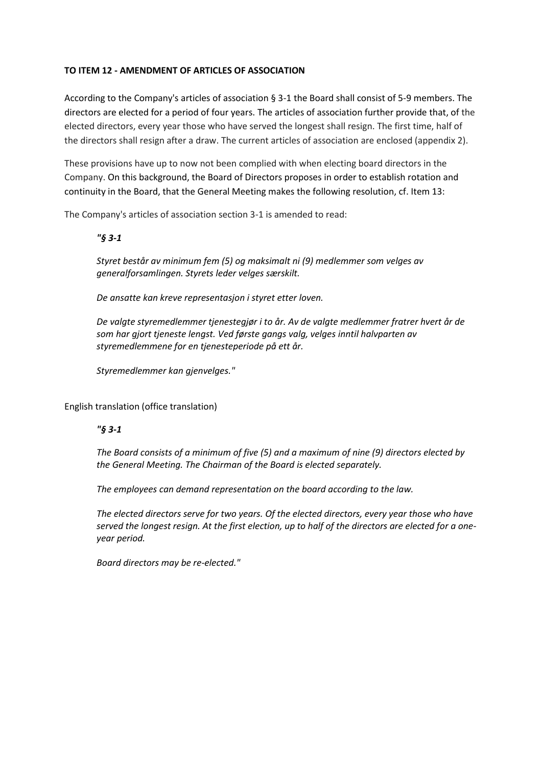**TO ITEM 12 - AMENDMENT OF ARTICLES OF ASSOCIATION**

According to the Company's articles of association § 3-1 the Board shall consist of 5-9 members. The directors are elected for a period of four years. The articles of association further provide that, of the elected directors, every year those who have served the longest shall resign. The first time, half of the directors shall resign after a draw. The current articles of association are enclosed (appendix 2).

These provisions have up to now not been complied with when electing board directors in the Company. On this background, the Board of Directors proposes in order to establish rotation and continuity in the Board, that the General Meeting makes the following resolution, cf. Item 13:

The Company's articles of association section 3-1 is amended to read:

> ***"§ 3-1***
>
> *Styret består av minimum fem (5) og maksimalt ni (9) medlemmer som velges av generalforsamlingen. Styrets leder velges særskilt.*
>
> *De ansatte kan kreve representasjon i styret etter loven.*
>
> *De valgte styremedlemmer tjenestegjør i to år. Av de valgte medlemmer fratrer hvert år de som har gjort tjeneste lengst. Ved første gangs valg, velges inntil halvparten av styremedlemmene for en tjenesteperiode på ett år.*
>
> *Styremedlemmer kan gjenvelges."*

English translation (office translation)

> ***"§ 3-1***
>
> *The Board consists of a minimum of five (5) and a maximum of nine (9) directors elected by the General Meeting. The Chairman of the Board is elected separately.*
>
> *The employees can demand representation on the board according to the law.*
>
> *The elected directors serve for two years. Of the elected directors, every year those who have served the longest resign. At the first election, up to half of the directors are elected for a one-year period.*
>
> *Board directors may be re-elected."*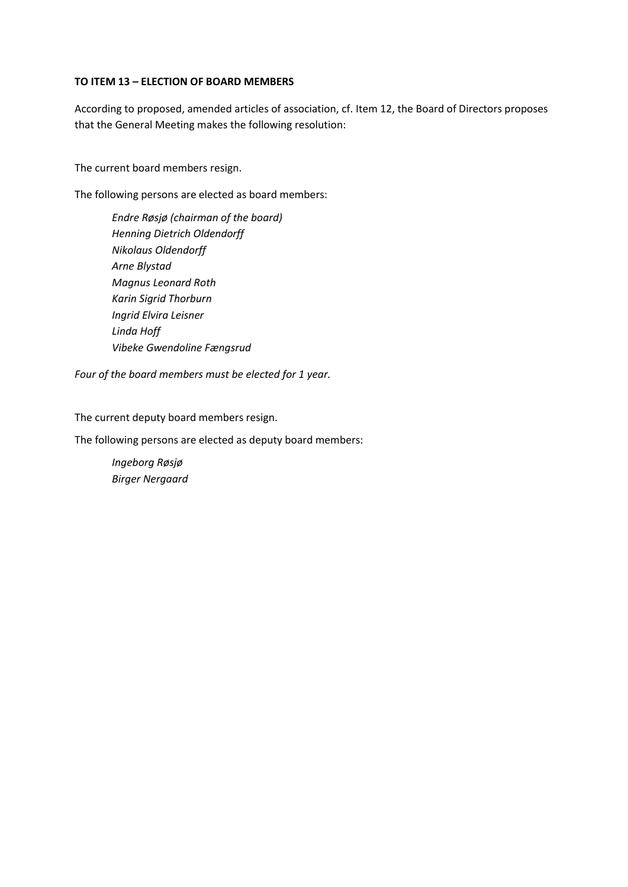**TO ITEM 13 – ELECTION OF BOARD MEMBERS**

According to proposed, amended articles of association, cf. Item 12, the Board of Directors proposes that the General Meeting makes the following resolution:

The current board members resign.

The following persons are elected as board members:

*Endre Røsjø (chairman of the board)*
*Henning Dietrich Oldendorff*
*Nikolaus Oldendorff*
*Arne Blystad*
*Magnus Leonard Roth*
*Karin Sigrid Thorburn*
*Ingrid Elvira Leisner*
*Linda Hoff*
*Vibeke Gwendoline Fængsrud*

*Four of the board members must be elected for 1 year.*

The current deputy board members resign.

The following persons are elected as deputy board members:

*Ingeborg Røsjø*
*Birger Nergaard*